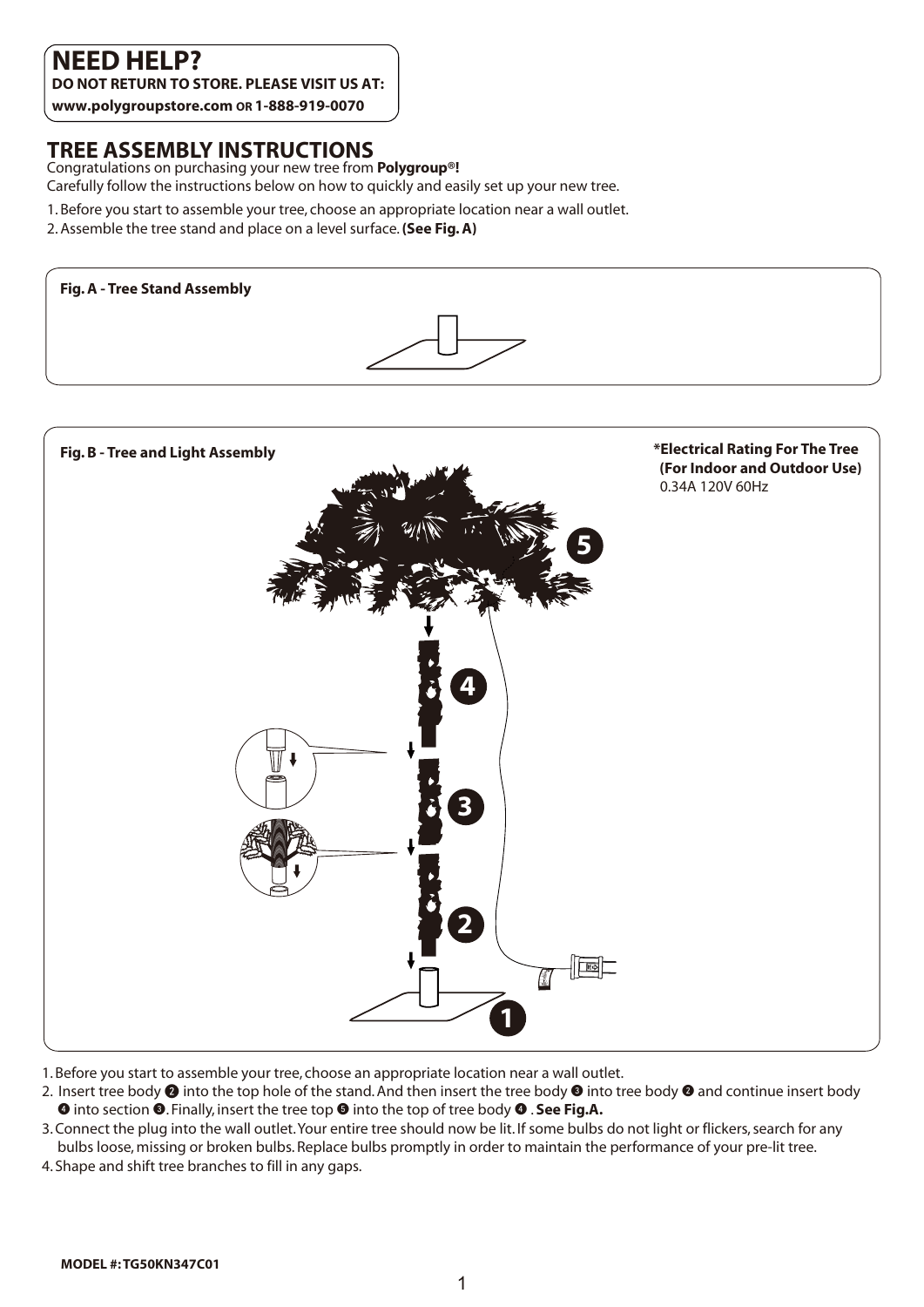## NEED HELP?

**DO NOT RETURN TO STORE. PLEASE VISIT US AT:**
**www.polygroupstore.com OR 1-888-919-0070**

## TREE ASSEMBLY INSTRUCTIONS

Congratulations on purchasing your new tree from **Polygroup®!**
Carefully follow the instructions below on how to quickly and easily set up your new tree.

1. Before you start to assemble your tree, choose an appropriate location near a wall outlet.
2. Assemble the tree stand and place on a level surface. **(See Fig. A)**

**Fig. A - Tree Stand Assembly**

**Fig. B - Tree and Light Assembly**

**\*Electrical Rating For The Tree (For Indoor and Outdoor Use)**
0.34A 120V 60Hz

1. Before you start to assemble your tree, choose an appropriate location near a wall outlet.
2. Insert tree body ❷ into the top hole of the stand. And then insert the tree body ❸ into tree body ❷ and continue insert body ❹ into section ❸. Finally, insert the tree top ❺ into the top of tree body ❹ . **See Fig.A.**
3. Connect the plug into the wall outlet. Your entire tree should now be lit. If some bulbs do not light or flickers, search for any bulbs loose, missing or broken bulbs. Replace bulbs promptly in order to maintain the performance of your pre-lit tree.
4. Shape and shift tree branches to fill in any gaps.

**MODEL #: TG50KN347C01**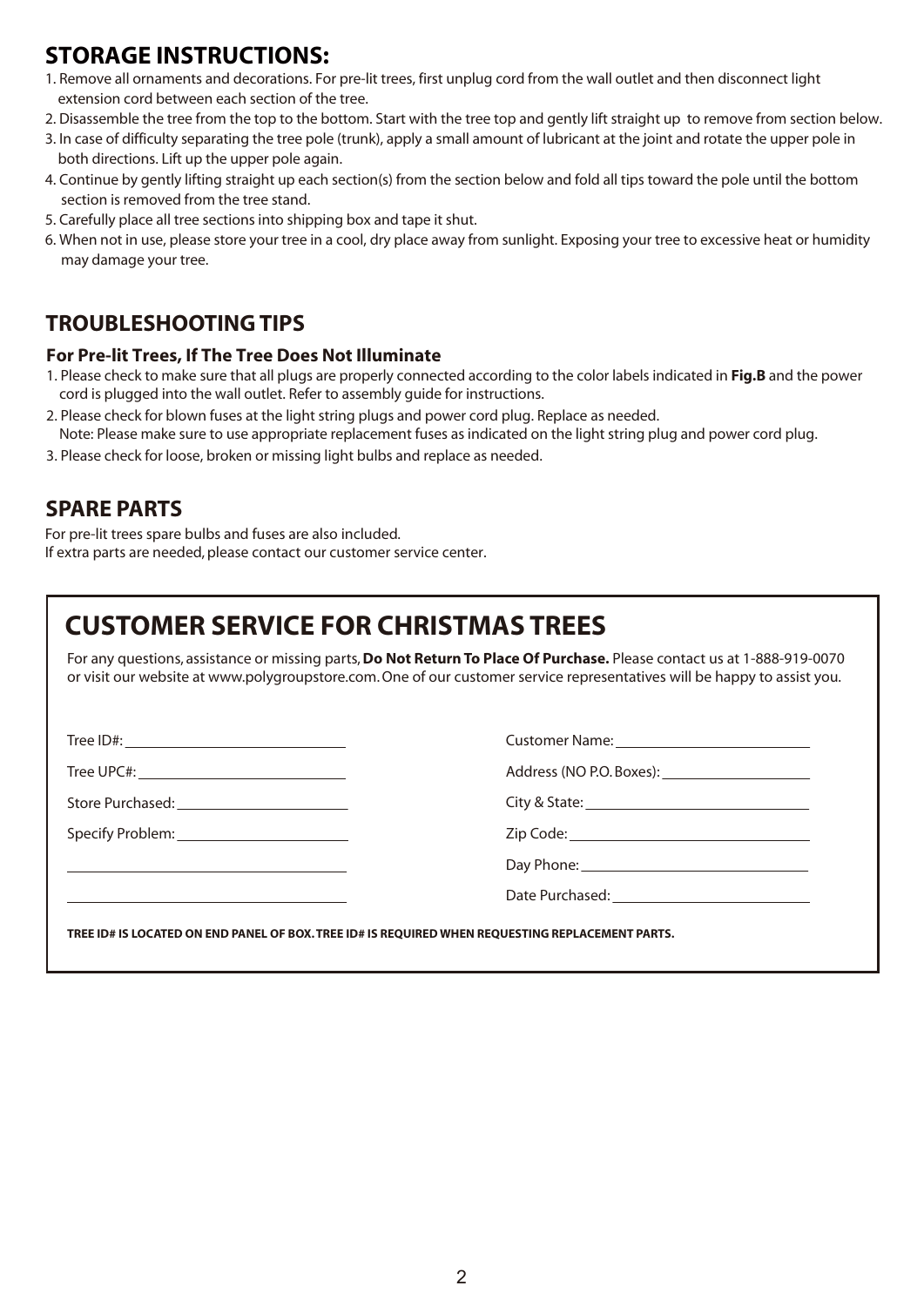## STORAGE INSTRUCTIONS:

1. Remove all ornaments and decorations. For pre-lit trees, first unplug cord from the wall outlet and then disconnect light extension cord between each section of the tree.
2. Disassemble the tree from the top to the bottom. Start with the tree top and gently lift straight up to remove from section below.
3. In case of difficulty separating the tree pole (trunk), apply a small amount of lubricant at the joint and rotate the upper pole in both directions. Lift up the upper pole again.
4. Continue by gently lifting straight up each section(s) from the section below and fold all tips toward the pole until the bottom section is removed from the tree stand.
5. Carefully place all tree sections into shipping box and tape it shut.
6. When not in use, please store your tree in a cool, dry place away from sunlight. Exposing your tree to excessive heat or humidity may damage your tree.

## TROUBLESHOOTING TIPS

### For Pre-lit Trees, If The Tree Does Not Illuminate

1. Please check to make sure that all plugs are properly connected according to the color labels indicated in **Fig.B** and the power cord is plugged into the wall outlet. Refer to assembly guide for instructions.
2. Please check for blown fuses at the light string plugs and power cord plug. Replace as needed.
   Note: Please make sure to use appropriate replacement fuses as indicated on the light string plug and power cord plug.
3. Please check for loose, broken or missing light bulbs and replace as needed.

## SPARE PARTS

For pre-lit trees spare bulbs and fuses are also included.
If extra parts are needed, please contact our customer service center.

## CUSTOMER SERVICE FOR CHRISTMAS TREES

For any questions, assistance or missing parts, **Do Not Return To Place Of Purchase.** Please contact us at 1-888-919-0070 or visit our website at www.polygroupstore.com. One of our customer service representatives will be happy to assist you.

Tree ID#: ____________________

Tree UPC#: ____________________

Store Purchased: ____________________

Specify Problem: ____________________

____________________

____________________

Customer Name: ____________________

Address (NO P.O. Boxes): ____________________

City & State: ____________________

Zip Code: ____________________

Day Phone: ____________________

Date Purchased: ____________________

**TREE ID# IS LOCATED ON END PANEL OF BOX. TREE ID# IS REQUIRED WHEN REQUESTING REPLACEMENT PARTS.**